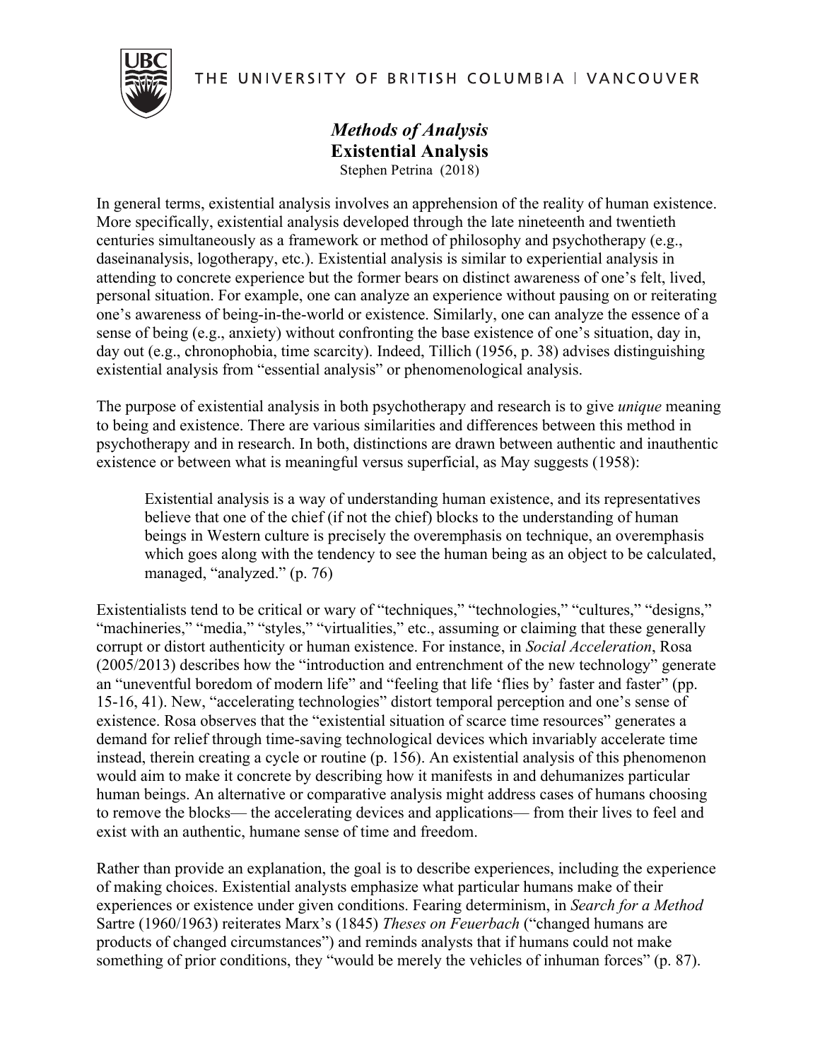THE UNIVERSITY OF BRITISH COLUMBIA | VANCOUVER

# *Methods of Analysis*
## Existential Analysis

Stephen Petrina (2018)

In general terms, existential analysis involves an apprehension of the reality of human existence. More specifically, existential analysis developed through the late nineteenth and twentieth centuries simultaneously as a framework or method of philosophy and psychotherapy (e.g., daseinanalysis, logotherapy, etc.). Existential analysis is similar to experiential analysis in attending to concrete experience but the former bears on distinct awareness of one's felt, lived, personal situation. For example, one can analyze an experience without pausing on or reiterating one's awareness of being-in-the-world or existence. Similarly, one can analyze the essence of a sense of being (e.g., anxiety) without confronting the base existence of one's situation, day in, day out (e.g., chronophobia, time scarcity). Indeed, Tillich (1956, p. 38) advises distinguishing existential analysis from "essential analysis" or phenomenological analysis.

The purpose of existential analysis in both psychotherapy and research is to give *unique* meaning to being and existence. There are various similarities and differences between this method in psychotherapy and in research. In both, distinctions are drawn between authentic and inauthentic existence or between what is meaningful versus superficial, as May suggests (1958):

> Existential analysis is a way of understanding human existence, and its representatives believe that one of the chief (if not the chief) blocks to the understanding of human beings in Western culture is precisely the overemphasis on technique, an overemphasis which goes along with the tendency to see the human being as an object to be calculated, managed, "analyzed." (p. 76)

Existentialists tend to be critical or wary of "techniques," "technologies," "cultures," "designs," "machineries," "media," "styles," "virtualities," etc., assuming or claiming that these generally corrupt or distort authenticity or human existence. For instance, in *Social Acceleration*, Rosa (2005/2013) describes how the "introduction and entrenchment of the new technology" generate an "uneventful boredom of modern life" and "feeling that life 'flies by' faster and faster" (pp. 15-16, 41). New, "accelerating technologies" distort temporal perception and one's sense of existence. Rosa observes that the "existential situation of scarce time resources" generates a demand for relief through time-saving technological devices which invariably accelerate time instead, therein creating a cycle or routine (p. 156). An existential analysis of this phenomenon would aim to make it concrete by describing how it manifests in and dehumanizes particular human beings. An alternative or comparative analysis might address cases of humans choosing to remove the blocks— the accelerating devices and applications— from their lives to feel and exist with an authentic, humane sense of time and freedom.

Rather than provide an explanation, the goal is to describe experiences, including the experience of making choices. Existential analysts emphasize what particular humans make of their experiences or existence under given conditions. Fearing determinism, in *Search for a Method* Sartre (1960/1963) reiterates Marx's (1845) *Theses on Feuerbach* ("changed humans are products of changed circumstances") and reminds analysts that if humans could not make something of prior conditions, they "would be merely the vehicles of inhuman forces" (p. 87).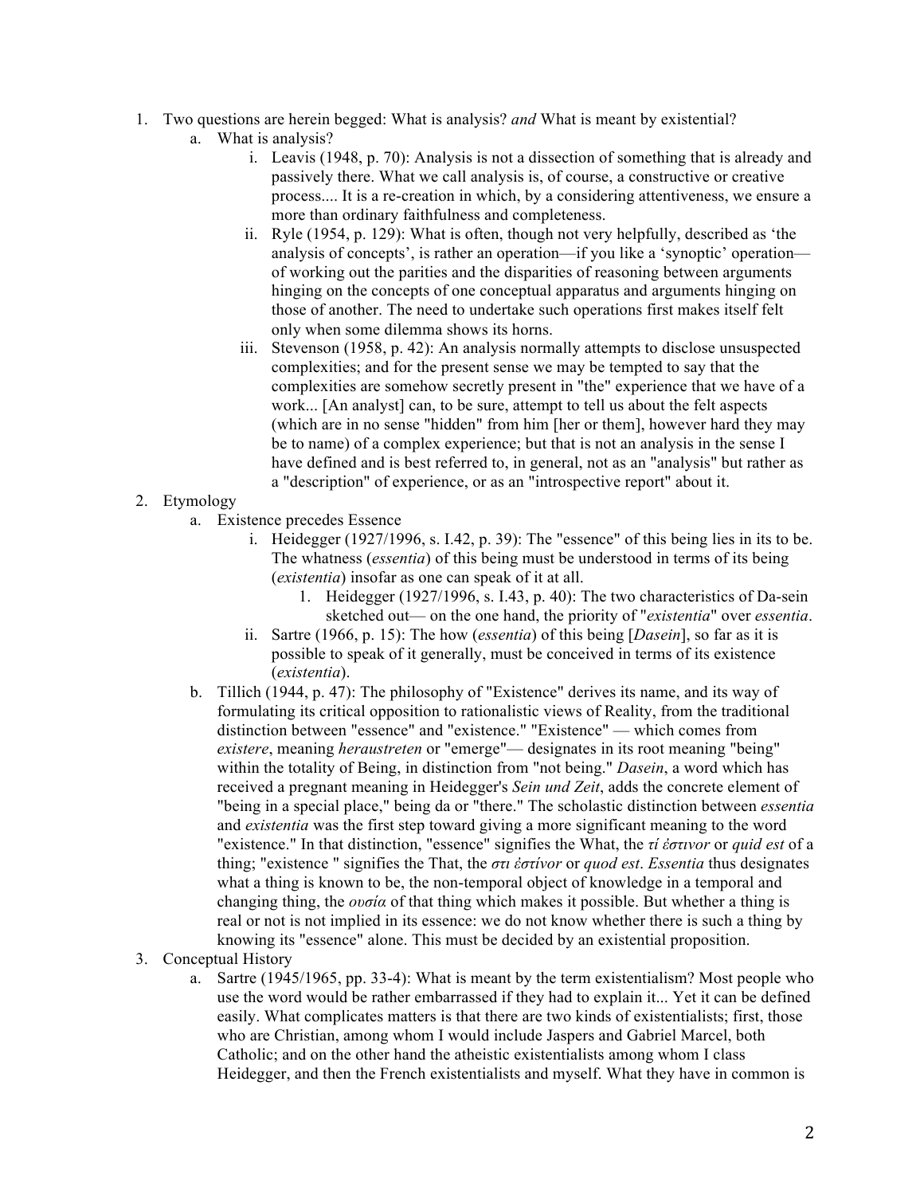1. Two questions are herein begged: What is analysis? *and* What is meant by existential?
   a. What is analysis?
      i. Leavis (1948, p. 70): Analysis is not a dissection of something that is already and passively there. What we call analysis is, of course, a constructive or creative process.... It is a re-creation in which, by a considering attentiveness, we ensure a more than ordinary faithfulness and completeness.
      ii. Ryle (1954, p. 129): What is often, though not very helpfully, described as 'the analysis of concepts', is rather an operation—if you like a 'synoptic' operation—of working out the parities and the disparities of reasoning between arguments hinging on the concepts of one conceptual apparatus and arguments hinging on those of another. The need to undertake such operations first makes itself felt only when some dilemma shows its horns.
      iii. Stevenson (1958, p. 42): An analysis normally attempts to disclose unsuspected complexities; and for the present sense we may be tempted to say that the complexities are somehow secretly present in "the" experience that we have of a work... [An analyst] can, to be sure, attempt to tell us about the felt aspects (which are in no sense "hidden" from him [her or them], however hard they may be to name) of a complex experience; but that is not an analysis in the sense I have defined and is best referred to, in general, not as an "analysis" but rather as a "description" of experience, or as an "introspective report" about it.
2. Etymology
   a. Existence precedes Essence
      i. Heidegger (1927/1996, s. I.42, p. 39): The "essence" of this being lies in its to be. The whatness (*essentia*) of this being must be understood in terms of its being (*existentia*) insofar as one can speak of it at all.
         1. Heidegger (1927/1996, s. I.43, p. 40): The two characteristics of Da-sein sketched out— on the one hand, the priority of "*existentia*" over *essentia*.
      ii. Sartre (1966, p. 15): The how (*essentia*) of this being [*Dasein*], so far as it is possible to speak of it generally, must be conceived in terms of its existence (*existentia*).
   b. Tillich (1944, p. 47): The philosophy of "Existence" derives its name, and its way of formulating its critical opposition to rationalistic views of Reality, from the traditional distinction between "essence" and "existence." "Existence" — which comes from *existere*, meaning *heraustreten* or "emerge"— designates in its root meaning "being" within the totality of Being, in distinction from "not being." *Dasein*, a word which has received a pregnant meaning in Heidegger's *Sein und Zeit*, adds the concrete element of "being in a special place," being da or "there." The scholastic distinction between *essentia* and *existentia* was the first step toward giving a more significant meaning to the word "existence." In that distinction, "essence" signifies the What, the *τί ἐστινοr* or *quid est* of a thing; "existence " signifies the That, the *στι ἐστίνor* or *quod est*. *Essentia* thus designates what a thing is known to be, the non-temporal object of knowledge in a temporal and changing thing, the *ουσία* of that thing which makes it possible. But whether a thing is real or not is not implied in its essence: we do not know whether there is such a thing by knowing its "essence" alone. This must be decided by an existential proposition.
3. Conceptual History
   a. Sartre (1945/1965, pp. 33-4): What is meant by the term existentialism? Most people who use the word would be rather embarrassed if they had to explain it... Yet it can be defined easily. What complicates matters is that there are two kinds of existentialists; first, those who are Christian, among whom I would include Jaspers and Gabriel Marcel, both Catholic; and on the other hand the atheistic existentialists among whom I class Heidegger, and then the French existentialists and myself. What they have in common is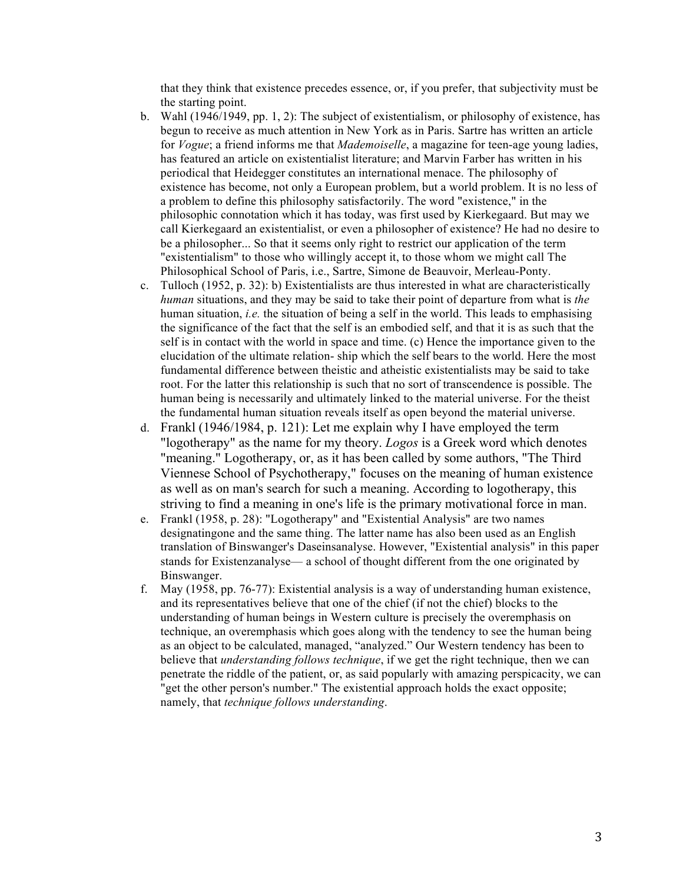that they think that existence precedes essence, or, if you prefer, that subjectivity must be the starting point.

b. Wahl (1946/1949, pp. 1, 2): The subject of existentialism, or philosophy of existence, has begun to receive as much attention in New York as in Paris. Sartre has written an article for *Vogue*; a friend informs me that *Mademoiselle*, a magazine for teen-age young ladies, has featured an article on existentialist literature; and Marvin Farber has written in his periodical that Heidegger constitutes an international menace. The philosophy of existence has become, not only a European problem, but a world problem. It is no less of a problem to define this philosophy satisfactorily. The word "existence," in the philosophic connotation which it has today, was first used by Kierkegaard. But may we call Kierkegaard an existentialist, or even a philosopher of existence? He had no desire to be a philosopher... So that it seems only right to restrict our application of the term "existentialism" to those who willingly accept it, to those whom we might call The Philosophical School of Paris, i.e., Sartre, Simone de Beauvoir, Merleau-Ponty.

c. Tulloch (1952, p. 32): b) Existentialists are thus interested in what are characteristically *human* situations, and they may be said to take their point of departure from what is *the* human situation, *i.e.* the situation of being a self in the world. This leads to emphasising the significance of the fact that the self is an embodied self, and that it is as such that the self is in contact with the world in space and time. (c) Hence the importance given to the elucidation of the ultimate relation- ship which the self bears to the world. Here the most fundamental difference between theistic and atheistic existentialists may be said to take root. For the latter this relationship is such that no sort of transcendence is possible. The human being is necessarily and ultimately linked to the material universe. For the theist the fundamental human situation reveals itself as open beyond the material universe.

d. Frankl (1946/1984, p. 121): Let me explain why I have employed the term "logotherapy" as the name for my theory. *Logos* is a Greek word which denotes "meaning." Logotherapy, or, as it has been called by some authors, "The Third Viennese School of Psychotherapy," focuses on the meaning of human existence as well as on man's search for such a meaning. According to logotherapy, this striving to find a meaning in one's life is the primary motivational force in man.

e. Frankl (1958, p. 28): "Logotherapy" and "Existential Analysis" are two names designatingone and the same thing. The latter name has also been used as an English translation of Binswanger's Daseinsanalyse. However, "Existential analysis" in this paper stands for Existenzanalyse— a school of thought different from the one originated by Binswanger.

f. May (1958, pp. 76-77): Existential analysis is a way of understanding human existence, and its representatives believe that one of the chief (if not the chief) blocks to the understanding of human beings in Western culture is precisely the overemphasis on technique, an overemphasis which goes along with the tendency to see the human being as an object to be calculated, managed, "analyzed." Our Western tendency has been to believe that *understanding follows technique*, if we get the right technique, then we can penetrate the riddle of the patient, or, as said popularly with amazing perspicacity, we can "get the other person's number." The existential approach holds the exact opposite; namely, that *technique follows understanding*.